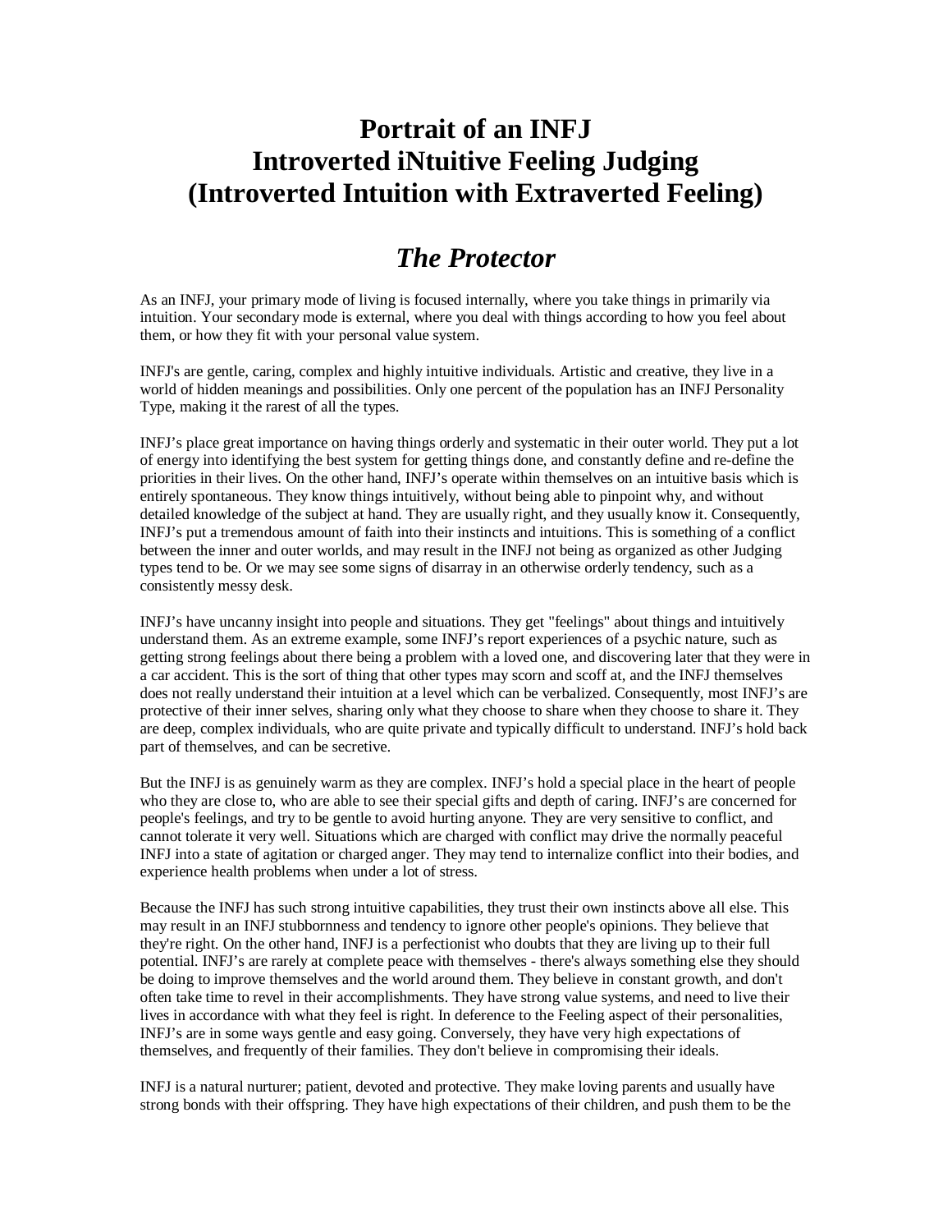# Portrait of an INFJ
# Introverted iNtuitive Feeling Judging
# (Introverted Intuition with Extraverted Feeling)

## *The Protector*

As an INFJ, your primary mode of living is focused internally, where you take things in primarily via intuition. Your secondary mode is external, where you deal with things according to how you feel about them, or how they fit with your personal value system.

INFJ's are gentle, caring, complex and highly intuitive individuals. Artistic and creative, they live in a world of hidden meanings and possibilities. Only one percent of the population has an INFJ Personality Type, making it the rarest of all the types.

INFJ's place great importance on having things orderly and systematic in their outer world. They put a lot of energy into identifying the best system for getting things done, and constantly define and re-define the priorities in their lives. On the other hand, INFJ's operate within themselves on an intuitive basis which is entirely spontaneous. They know things intuitively, without being able to pinpoint why, and without detailed knowledge of the subject at hand. They are usually right, and they usually know it. Consequently, INFJ's put a tremendous amount of faith into their instincts and intuitions. This is something of a conflict between the inner and outer worlds, and may result in the INFJ not being as organized as other Judging types tend to be. Or we may see some signs of disarray in an otherwise orderly tendency, such as a consistently messy desk.

INFJ's have uncanny insight into people and situations. They get "feelings" about things and intuitively understand them. As an extreme example, some INFJ's report experiences of a psychic nature, such as getting strong feelings about there being a problem with a loved one, and discovering later that they were in a car accident. This is the sort of thing that other types may scorn and scoff at, and the INFJ themselves does not really understand their intuition at a level which can be verbalized. Consequently, most INFJ's are protective of their inner selves, sharing only what they choose to share when they choose to share it. They are deep, complex individuals, who are quite private and typically difficult to understand. INFJ's hold back part of themselves, and can be secretive.

But the INFJ is as genuinely warm as they are complex. INFJ's hold a special place in the heart of people who they are close to, who are able to see their special gifts and depth of caring. INFJ's are concerned for people's feelings, and try to be gentle to avoid hurting anyone. They are very sensitive to conflict, and cannot tolerate it very well. Situations which are charged with conflict may drive the normally peaceful INFJ into a state of agitation or charged anger. They may tend to internalize conflict into their bodies, and experience health problems when under a lot of stress.

Because the INFJ has such strong intuitive capabilities, they trust their own instincts above all else. This may result in an INFJ stubbornness and tendency to ignore other people's opinions. They believe that they're right. On the other hand, INFJ is a perfectionist who doubts that they are living up to their full potential. INFJ's are rarely at complete peace with themselves - there's always something else they should be doing to improve themselves and the world around them. They believe in constant growth, and don't often take time to revel in their accomplishments. They have strong value systems, and need to live their lives in accordance with what they feel is right. In deference to the Feeling aspect of their personalities, INFJ's are in some ways gentle and easy going. Conversely, they have very high expectations of themselves, and frequently of their families. They don't believe in compromising their ideals.

INFJ is a natural nurturer; patient, devoted and protective. They make loving parents and usually have strong bonds with their offspring. They have high expectations of their children, and push them to be the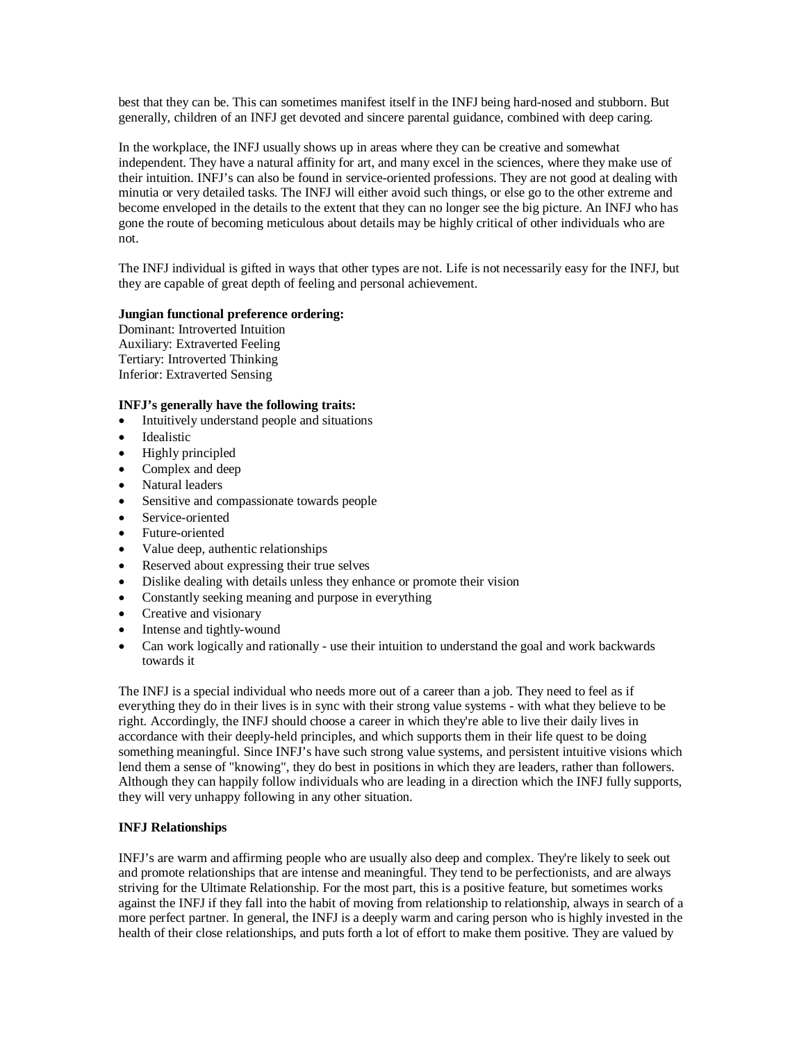best that they can be. This can sometimes manifest itself in the INFJ being hard-nosed and stubborn. But generally, children of an INFJ get devoted and sincere parental guidance, combined with deep caring.

In the workplace, the INFJ usually shows up in areas where they can be creative and somewhat independent. They have a natural affinity for art, and many excel in the sciences, where they make use of their intuition. INFJ's can also be found in service-oriented professions. They are not good at dealing with minutia or very detailed tasks. The INFJ will either avoid such things, or else go to the other extreme and become enveloped in the details to the extent that they can no longer see the big picture. An INFJ who has gone the route of becoming meticulous about details may be highly critical of other individuals who are not.

The INFJ individual is gifted in ways that other types are not. Life is not necessarily easy for the INFJ, but they are capable of great depth of feeling and personal achievement.

**Jungian functional preference ordering:**
Dominant: Introverted Intuition
Auxiliary: Extraverted Feeling
Tertiary: Introverted Thinking
Inferior: Extraverted Sensing

**INFJ's generally have the following traits:**

- Intuitively understand people and situations
- Idealistic
- Highly principled
- Complex and deep
- Natural leaders
- Sensitive and compassionate towards people
- Service-oriented
- Future-oriented
- Value deep, authentic relationships
- Reserved about expressing their true selves
- Dislike dealing with details unless they enhance or promote their vision
- Constantly seeking meaning and purpose in everything
- Creative and visionary
- Intense and tightly-wound
- Can work logically and rationally - use their intuition to understand the goal and work backwards towards it

The INFJ is a special individual who needs more out of a career than a job. They need to feel as if everything they do in their lives is in sync with their strong value systems - with what they believe to be right. Accordingly, the INFJ should choose a career in which they're able to live their daily lives in accordance with their deeply-held principles, and which supports them in their life quest to be doing something meaningful. Since INFJ's have such strong value systems, and persistent intuitive visions which lend them a sense of "knowing", they do best in positions in which they are leaders, rather than followers. Although they can happily follow individuals who are leading in a direction which the INFJ fully supports, they will very unhappy following in any other situation.

**INFJ Relationships**

INFJ's are warm and affirming people who are usually also deep and complex. They're likely to seek out and promote relationships that are intense and meaningful. They tend to be perfectionists, and are always striving for the Ultimate Relationship. For the most part, this is a positive feature, but sometimes works against the INFJ if they fall into the habit of moving from relationship to relationship, always in search of a more perfect partner. In general, the INFJ is a deeply warm and caring person who is highly invested in the health of their close relationships, and puts forth a lot of effort to make them positive. They are valued by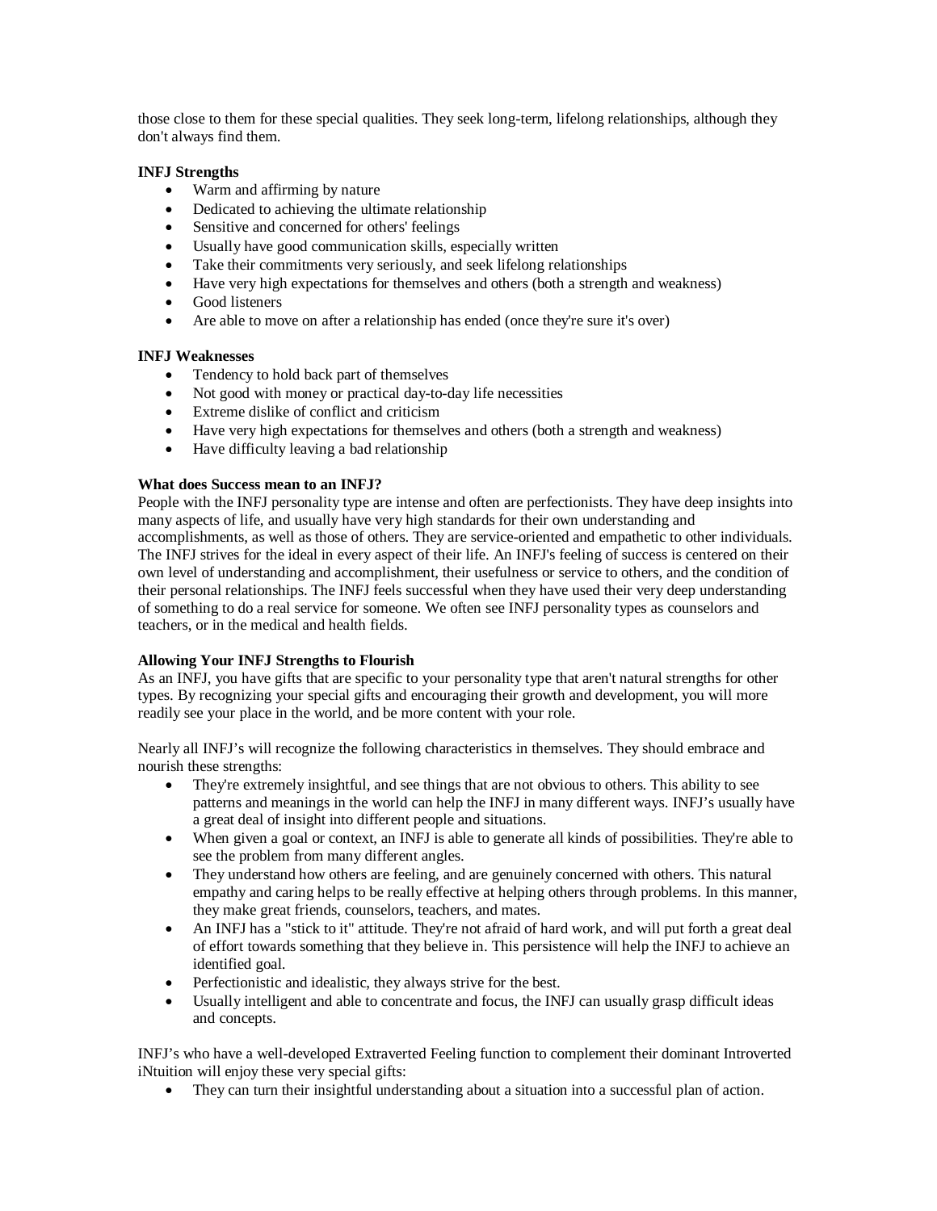those close to them for these special qualities. They seek long-term, lifelong relationships, although they don't always find them.

**INFJ Strengths**

- Warm and affirming by nature
- Dedicated to achieving the ultimate relationship
- Sensitive and concerned for others' feelings
- Usually have good communication skills, especially written
- Take their commitments very seriously, and seek lifelong relationships
- Have very high expectations for themselves and others (both a strength and weakness)
- Good listeners
- Are able to move on after a relationship has ended (once they're sure it's over)

**INFJ Weaknesses**

- Tendency to hold back part of themselves
- Not good with money or practical day-to-day life necessities
- Extreme dislike of conflict and criticism
- Have very high expectations for themselves and others (both a strength and weakness)
- Have difficulty leaving a bad relationship

**What does Success mean to an INFJ?**

People with the INFJ personality type are intense and often are perfectionists. They have deep insights into many aspects of life, and usually have very high standards for their own understanding and accomplishments, as well as those of others. They are service-oriented and empathetic to other individuals. The INFJ strives for the ideal in every aspect of their life. An INFJ's feeling of success is centered on their own level of understanding and accomplishment, their usefulness or service to others, and the condition of their personal relationships. The INFJ feels successful when they have used their very deep understanding of something to do a real service for someone. We often see INFJ personality types as counselors and teachers, or in the medical and health fields.

**Allowing Your INFJ Strengths to Flourish**

As an INFJ, you have gifts that are specific to your personality type that aren't natural strengths for other types. By recognizing your special gifts and encouraging their growth and development, you will more readily see your place in the world, and be more content with your role.

Nearly all INFJ's will recognize the following characteristics in themselves. They should embrace and nourish these strengths:

- They're extremely insightful, and see things that are not obvious to others. This ability to see patterns and meanings in the world can help the INFJ in many different ways. INFJ's usually have a great deal of insight into different people and situations.
- When given a goal or context, an INFJ is able to generate all kinds of possibilities. They're able to see the problem from many different angles.
- They understand how others are feeling, and are genuinely concerned with others. This natural empathy and caring helps to be really effective at helping others through problems. In this manner, they make great friends, counselors, teachers, and mates.
- An INFJ has a "stick to it" attitude. They're not afraid of hard work, and will put forth a great deal of effort towards something that they believe in. This persistence will help the INFJ to achieve an identified goal.
- Perfectionistic and idealistic, they always strive for the best.
- Usually intelligent and able to concentrate and focus, the INFJ can usually grasp difficult ideas and concepts.

INFJ's who have a well-developed Extraverted Feeling function to complement their dominant Introverted iNtuition will enjoy these very special gifts:

- They can turn their insightful understanding about a situation into a successful plan of action.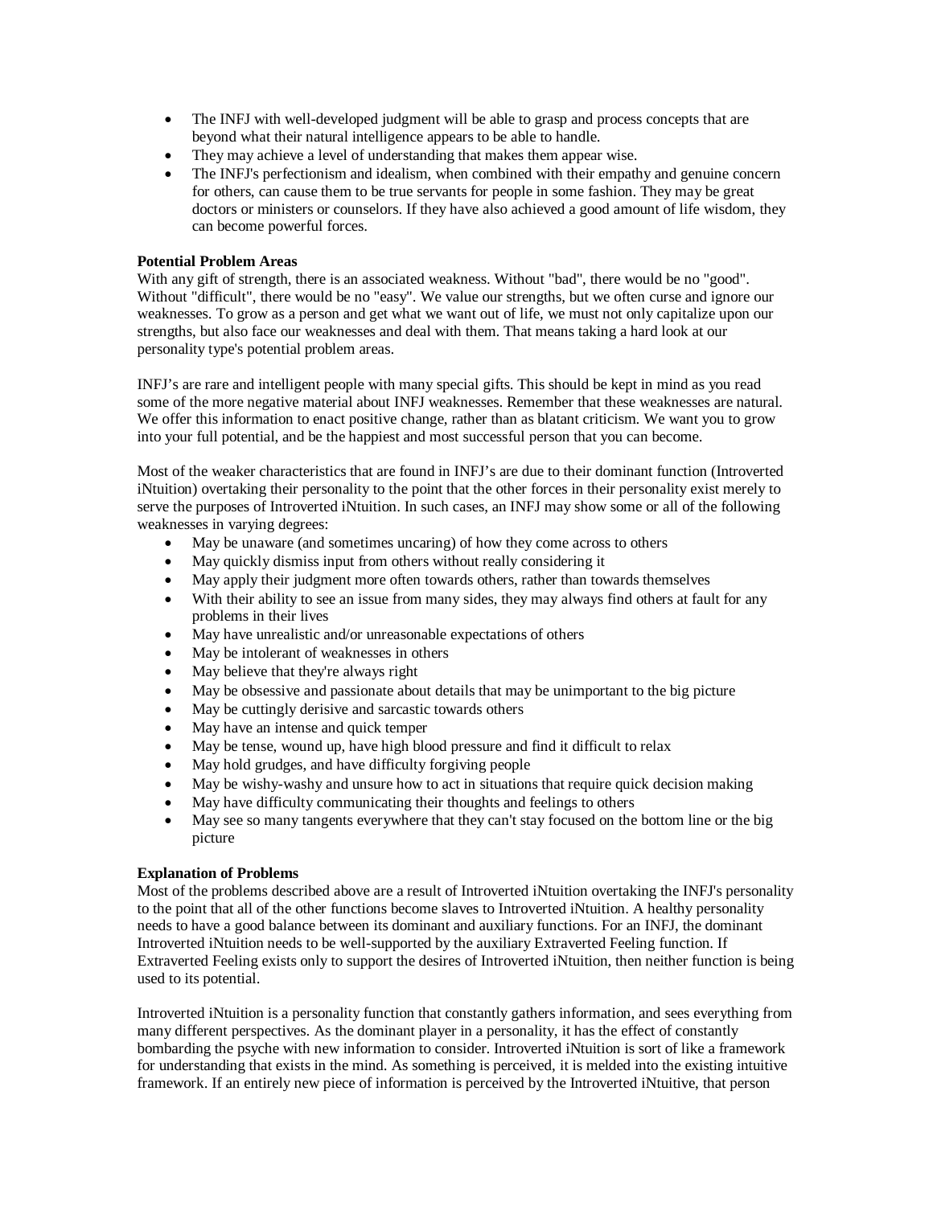- The INFJ with well-developed judgment will be able to grasp and process concepts that are beyond what their natural intelligence appears to be able to handle.
- They may achieve a level of understanding that makes them appear wise.
- The INFJ's perfectionism and idealism, when combined with their empathy and genuine concern for others, can cause them to be true servants for people in some fashion. They may be great doctors or ministers or counselors. If they have also achieved a good amount of life wisdom, they can become powerful forces.

**Potential Problem Areas**

With any gift of strength, there is an associated weakness. Without "bad", there would be no "good". Without "difficult", there would be no "easy". We value our strengths, but we often curse and ignore our weaknesses. To grow as a person and get what we want out of life, we must not only capitalize upon our strengths, but also face our weaknesses and deal with them. That means taking a hard look at our personality type's potential problem areas.

INFJ's are rare and intelligent people with many special gifts. This should be kept in mind as you read some of the more negative material about INFJ weaknesses. Remember that these weaknesses are natural. We offer this information to enact positive change, rather than as blatant criticism. We want you to grow into your full potential, and be the happiest and most successful person that you can become.

Most of the weaker characteristics that are found in INFJ's are due to their dominant function (Introverted iNtuition) overtaking their personality to the point that the other forces in their personality exist merely to serve the purposes of Introverted iNtuition. In such cases, an INFJ may show some or all of the following weaknesses in varying degrees:

- May be unaware (and sometimes uncaring) of how they come across to others
- May quickly dismiss input from others without really considering it
- May apply their judgment more often towards others, rather than towards themselves
- With their ability to see an issue from many sides, they may always find others at fault for any problems in their lives
- May have unrealistic and/or unreasonable expectations of others
- May be intolerant of weaknesses in others
- May believe that they're always right
- May be obsessive and passionate about details that may be unimportant to the big picture
- May be cuttingly derisive and sarcastic towards others
- May have an intense and quick temper
- May be tense, wound up, have high blood pressure and find it difficult to relax
- May hold grudges, and have difficulty forgiving people
- May be wishy-washy and unsure how to act in situations that require quick decision making
- May have difficulty communicating their thoughts and feelings to others
- May see so many tangents everywhere that they can't stay focused on the bottom line or the big picture

**Explanation of Problems**

Most of the problems described above are a result of Introverted iNtuition overtaking the INFJ's personality to the point that all of the other functions become slaves to Introverted iNtuition. A healthy personality needs to have a good balance between its dominant and auxiliary functions. For an INFJ, the dominant Introverted iNtuition needs to be well-supported by the auxiliary Extraverted Feeling function. If Extraverted Feeling exists only to support the desires of Introverted iNtuition, then neither function is being used to its potential.

Introverted iNtuition is a personality function that constantly gathers information, and sees everything from many different perspectives. As the dominant player in a personality, it has the effect of constantly bombarding the psyche with new information to consider. Introverted iNtuition is sort of like a framework for understanding that exists in the mind. As something is perceived, it is melded into the existing intuitive framework. If an entirely new piece of information is perceived by the Introverted iNtuitive, that person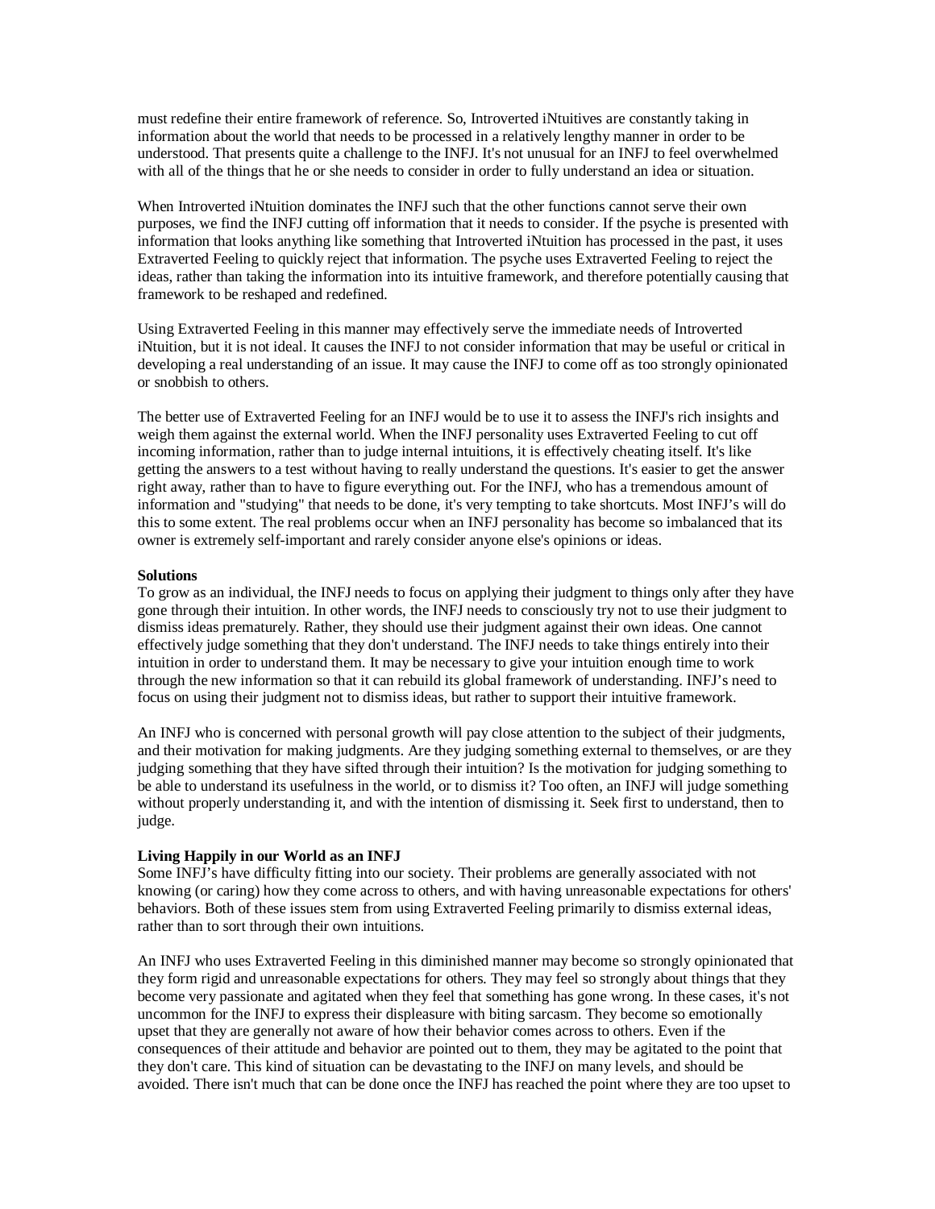must redefine their entire framework of reference. So, Introverted iNtuitives are constantly taking in information about the world that needs to be processed in a relatively lengthy manner in order to be understood. That presents quite a challenge to the INFJ. It's not unusual for an INFJ to feel overwhelmed with all of the things that he or she needs to consider in order to fully understand an idea or situation.

When Introverted iNtuition dominates the INFJ such that the other functions cannot serve their own purposes, we find the INFJ cutting off information that it needs to consider. If the psyche is presented with information that looks anything like something that Introverted iNtuition has processed in the past, it uses Extraverted Feeling to quickly reject that information. The psyche uses Extraverted Feeling to reject the ideas, rather than taking the information into its intuitive framework, and therefore potentially causing that framework to be reshaped and redefined.

Using Extraverted Feeling in this manner may effectively serve the immediate needs of Introverted iNtuition, but it is not ideal. It causes the INFJ to not consider information that may be useful or critical in developing a real understanding of an issue. It may cause the INFJ to come off as too strongly opinionated or snobbish to others.

The better use of Extraverted Feeling for an INFJ would be to use it to assess the INFJ's rich insights and weigh them against the external world. When the INFJ personality uses Extraverted Feeling to cut off incoming information, rather than to judge internal intuitions, it is effectively cheating itself. It's like getting the answers to a test without having to really understand the questions. It's easier to get the answer right away, rather than to have to figure everything out. For the INFJ, who has a tremendous amount of information and "studying" that needs to be done, it's very tempting to take shortcuts. Most INFJ's will do this to some extent. The real problems occur when an INFJ personality has become so imbalanced that its owner is extremely self-important and rarely consider anyone else's opinions or ideas.

**Solutions**

To grow as an individual, the INFJ needs to focus on applying their judgment to things only after they have gone through their intuition. In other words, the INFJ needs to consciously try not to use their judgment to dismiss ideas prematurely. Rather, they should use their judgment against their own ideas. One cannot effectively judge something that they don't understand. The INFJ needs to take things entirely into their intuition in order to understand them. It may be necessary to give your intuition enough time to work through the new information so that it can rebuild its global framework of understanding. INFJ's need to focus on using their judgment not to dismiss ideas, but rather to support their intuitive framework.

An INFJ who is concerned with personal growth will pay close attention to the subject of their judgments, and their motivation for making judgments. Are they judging something external to themselves, or are they judging something that they have sifted through their intuition? Is the motivation for judging something to be able to understand its usefulness in the world, or to dismiss it? Too often, an INFJ will judge something without properly understanding it, and with the intention of dismissing it. Seek first to understand, then to judge.

**Living Happily in our World as an INFJ**

Some INFJ's have difficulty fitting into our society. Their problems are generally associated with not knowing (or caring) how they come across to others, and with having unreasonable expectations for others' behaviors. Both of these issues stem from using Extraverted Feeling primarily to dismiss external ideas, rather than to sort through their own intuitions.

An INFJ who uses Extraverted Feeling in this diminished manner may become so strongly opinionated that they form rigid and unreasonable expectations for others. They may feel so strongly about things that they become very passionate and agitated when they feel that something has gone wrong. In these cases, it's not uncommon for the INFJ to express their displeasure with biting sarcasm. They become so emotionally upset that they are generally not aware of how their behavior comes across to others. Even if the consequences of their attitude and behavior are pointed out to them, they may be agitated to the point that they don't care. This kind of situation can be devastating to the INFJ on many levels, and should be avoided. There isn't much that can be done once the INFJ has reached the point where they are too upset to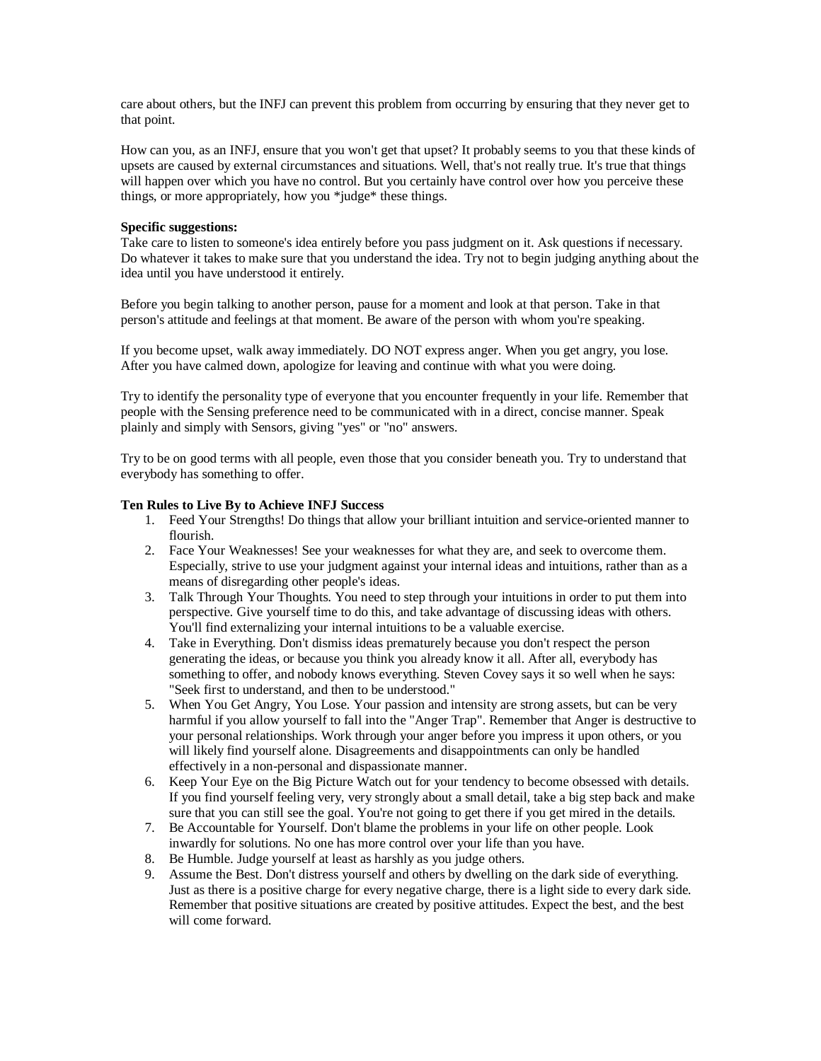care about others, but the INFJ can prevent this problem from occurring by ensuring that they never get to that point.

How can you, as an INFJ, ensure that you won't get that upset? It probably seems to you that these kinds of upsets are caused by external circumstances and situations. Well, that's not really true. It's true that things will happen over which you have no control. But you certainly have control over how you perceive these things, or more appropriately, how you *judge* these things.

**Specific suggestions:**
Take care to listen to someone's idea entirely before you pass judgment on it. Ask questions if necessary. Do whatever it takes to make sure that you understand the idea. Try not to begin judging anything about the idea until you have understood it entirely.

Before you begin talking to another person, pause for a moment and look at that person. Take in that person's attitude and feelings at that moment. Be aware of the person with whom you're speaking.

If you become upset, walk away immediately. DO NOT express anger. When you get angry, you lose. After you have calmed down, apologize for leaving and continue with what you were doing.

Try to identify the personality type of everyone that you encounter frequently in your life. Remember that people with the Sensing preference need to be communicated with in a direct, concise manner. Speak plainly and simply with Sensors, giving "yes" or "no" answers.

Try to be on good terms with all people, even those that you consider beneath you. Try to understand that everybody has something to offer.

**Ten Rules to Live By to Achieve INFJ Success**

1. Feed Your Strengths! Do things that allow your brilliant intuition and service-oriented manner to flourish.
2. Face Your Weaknesses! See your weaknesses for what they are, and seek to overcome them. Especially, strive to use your judgment against your internal ideas and intuitions, rather than as a means of disregarding other people's ideas.
3. Talk Through Your Thoughts. You need to step through your intuitions in order to put them into perspective. Give yourself time to do this, and take advantage of discussing ideas with others. You'll find externalizing your internal intuitions to be a valuable exercise.
4. Take in Everything. Don't dismiss ideas prematurely because you don't respect the person generating the ideas, or because you think you already know it all. After all, everybody has something to offer, and nobody knows everything. Steven Covey says it so well when he says: "Seek first to understand, and then to be understood."
5. When You Get Angry, You Lose. Your passion and intensity are strong assets, but can be very harmful if you allow yourself to fall into the "Anger Trap". Remember that Anger is destructive to your personal relationships. Work through your anger before you impress it upon others, or you will likely find yourself alone. Disagreements and disappointments can only be handled effectively in a non-personal and dispassionate manner.
6. Keep Your Eye on the Big Picture Watch out for your tendency to become obsessed with details. If you find yourself feeling very, very strongly about a small detail, take a big step back and make sure that you can still see the goal. You're not going to get there if you get mired in the details.
7. Be Accountable for Yourself. Don't blame the problems in your life on other people. Look inwardly for solutions. No one has more control over your life than you have.
8. Be Humble. Judge yourself at least as harshly as you judge others.
9. Assume the Best. Don't distress yourself and others by dwelling on the dark side of everything. Just as there is a positive charge for every negative charge, there is a light side to every dark side. Remember that positive situations are created by positive attitudes. Expect the best, and the best will come forward.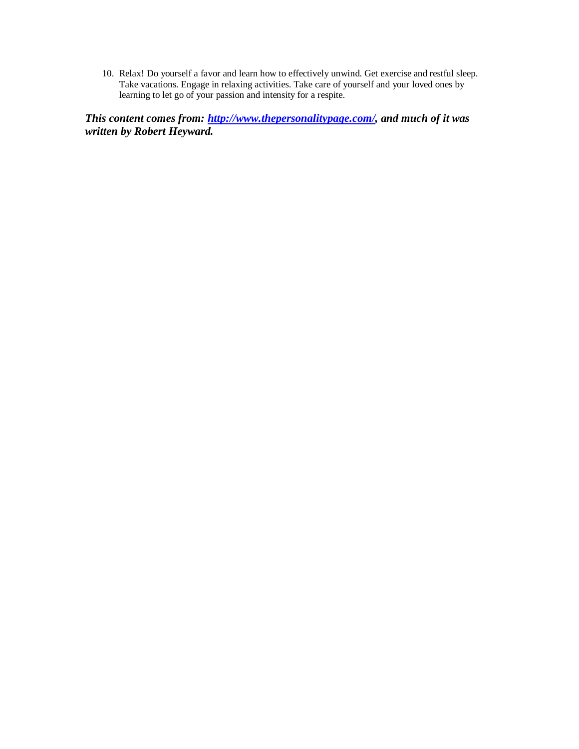10. Relax! Do yourself a favor and learn how to effectively unwind. Get exercise and restful sleep. Take vacations. Engage in relaxing activities. Take care of yourself and your loved ones by learning to let go of your passion and intensity for a respite.

***This content comes from: [http://www.thepersonalitypage.com/](http://www.thepersonalitypage.com/), and much of it was written by Robert Heyward.***